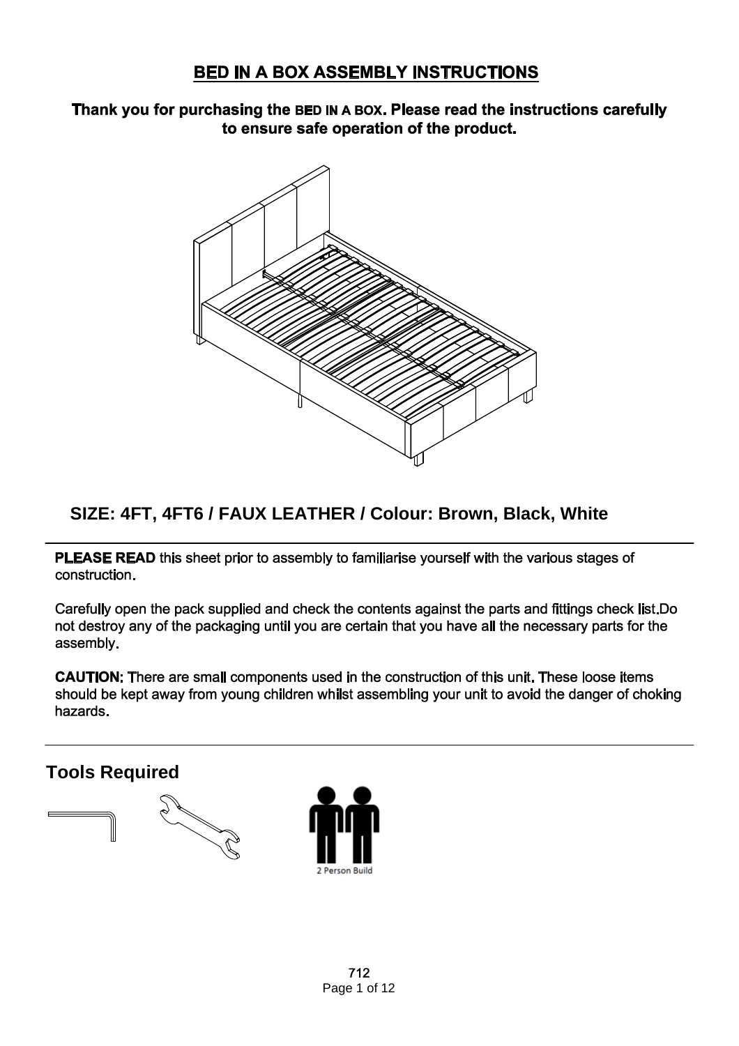# BED IN A BOX ASSEMBLY INSTRUCTIONS

**Thank you for purchasing the BED IN A BOX. Please read the instructions carefully to ensure safe operation of the product.**

## SIZE: 4FT, 4FT6 / FAUX LEATHER / Colour: Brown, Black, White

**PLEASE READ** this sheet prior to assembly to familiarise yourself with the various stages of construction.

Carefully open the pack supplied and check the contents against the parts and fittings check list.Do not destroy any of the packaging until you are certain that you have all the necessary parts for the assembly.

**CAUTION:** There are small components used in the construction of this unit. These loose items should be kept away from young children whilst assembling your unit to avoid the danger of choking hazards.

## Tools Required

2 Person Build

712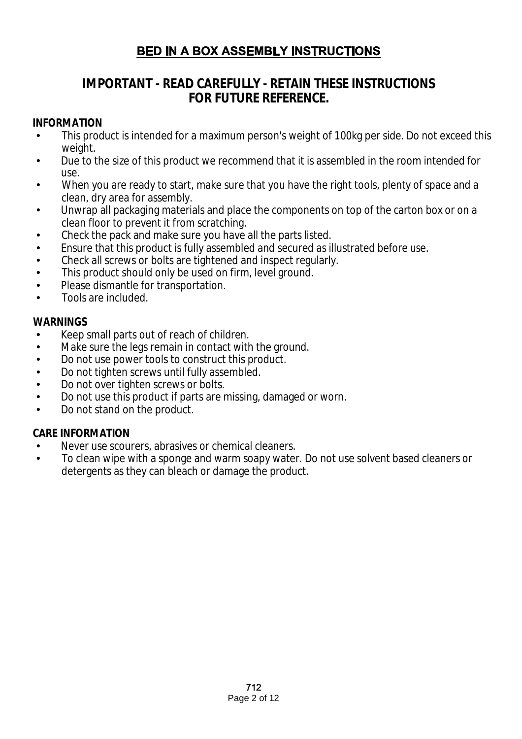# BED IN A BOX ASSEMBLY INSTRUCTIONS

## IMPORTANT - READ CAREFULLY - RETAIN THESE INSTRUCTIONS FOR FUTURE REFERENCE.

**INFORMATION**

- This product is intended for a maximum person's weight of 100kg per side. Do not exceed this weight.
- Due to the size of this product we recommend that it is assembled in the room intended for use.
- When you are ready to start, make sure that you have the right tools, plenty of space and a clean, dry area for assembly.
- Unwrap all packaging materials and place the components on top of the carton box or on a clean floor to prevent it from scratching.
- Check the pack and make sure you have all the parts listed.
- Ensure that this product is fully assembled and secured as illustrated before use.
- Check all screws or bolts are tightened and inspect regularly.
- This product should only be used on firm, level ground.
- Please dismantle for transportation.
- Tools are included.

**WARNINGS**

- Keep small parts out of reach of children.
- Make sure the legs remain in contact with the ground.
- Do not use power tools to construct this product.
- Do not tighten screws until fully assembled.
- Do not over tighten screws or bolts.
- Do not use this product if parts are missing, damaged or worn.
- Do not stand on the product.

**CARE INFORMATION**

- Never use scourers, abrasives or chemical cleaners.
- To clean wipe with a sponge and warm soapy water. Do not use solvent based cleaners or detergents as they can bleach or damage the product.

712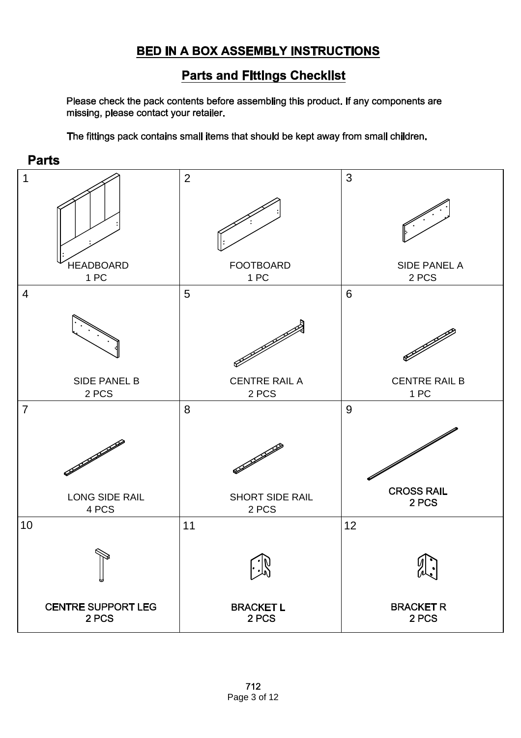# BED IN A BOX ASSEMBLY INSTRUCTIONS

## Parts and Fittings Checklist

Please check the pack contents before assembling this product. If any components are missing, please contact your retailer.

The fittings pack contains small items that should be kept away from small children.

## Parts

| 1 | 2 | 3 |
|---|---|---|
| HEADBOARD<br>1 PC | FOOTBOARD<br>1 PC | SIDE PANEL A<br>2 PCS |
| **4** | **5** | **6** |
| SIDE PANEL B<br>2 PCS | CENTRE RAIL A<br>2 PCS | CENTRE RAIL B<br>1 PC |
| **7** | **8** | **9** |
| LONG SIDE RAIL<br>4 PCS | SHORT SIDE RAIL<br>2 PCS | CROSS RAIL<br>2 PCS |
| **10** | **11** | **12** |
| CENTRE SUPPORT LEG<br>2 PCS | BRACKET L<br>2 PCS | BRACKET R<br>2 PCS |

712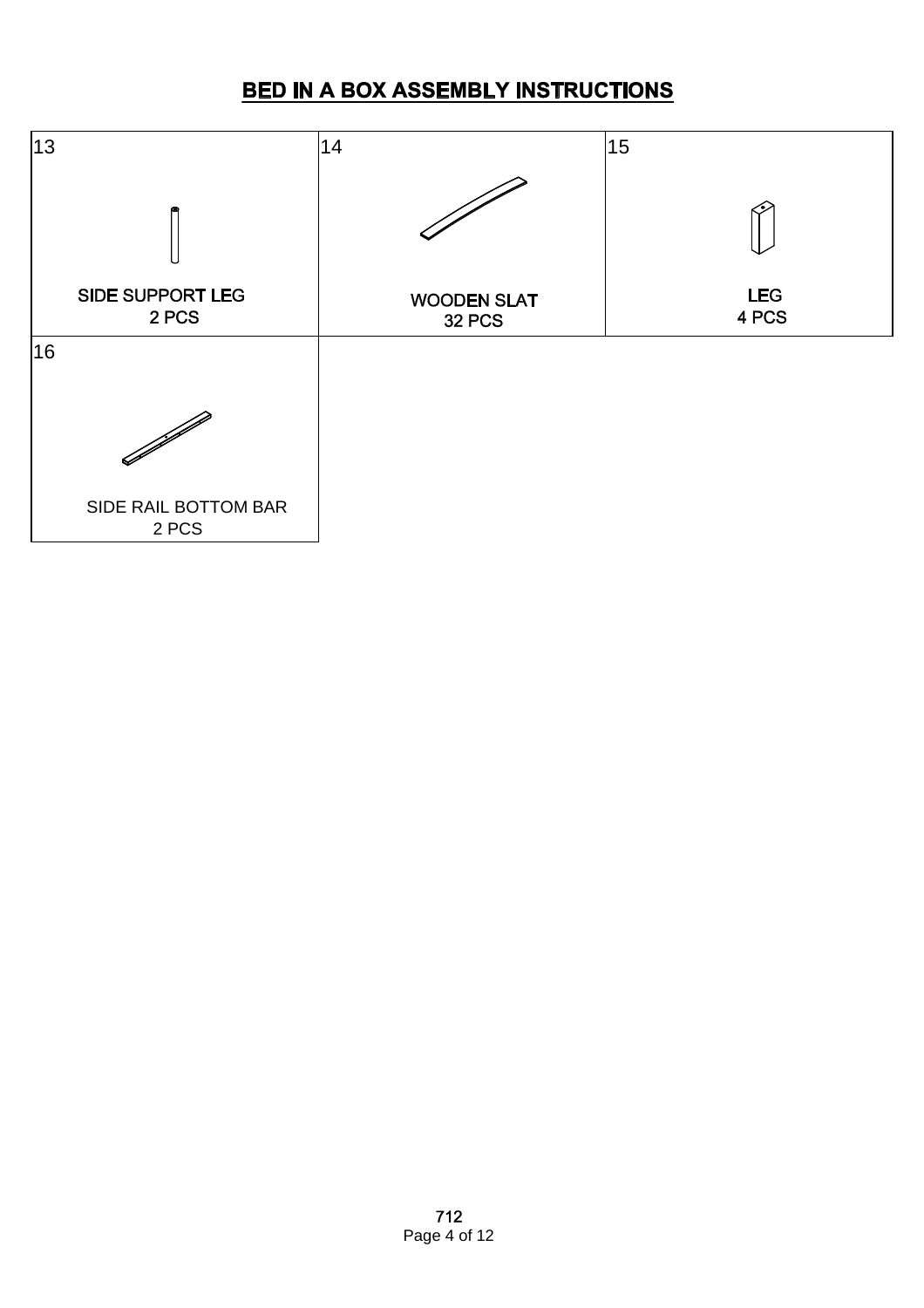## BED IN A BOX ASSEMBLY INSTRUCTIONS

| 13 | 14 | 15 |
|---|---|---|
| SIDE SUPPORT LEG<br>2 PCS | WOODEN SLAT<br>32 PCS | LEG<br>4 PCS |
| 16 | | |
| SIDE RAIL BOTTOM BAR<br>2 PCS | | |

712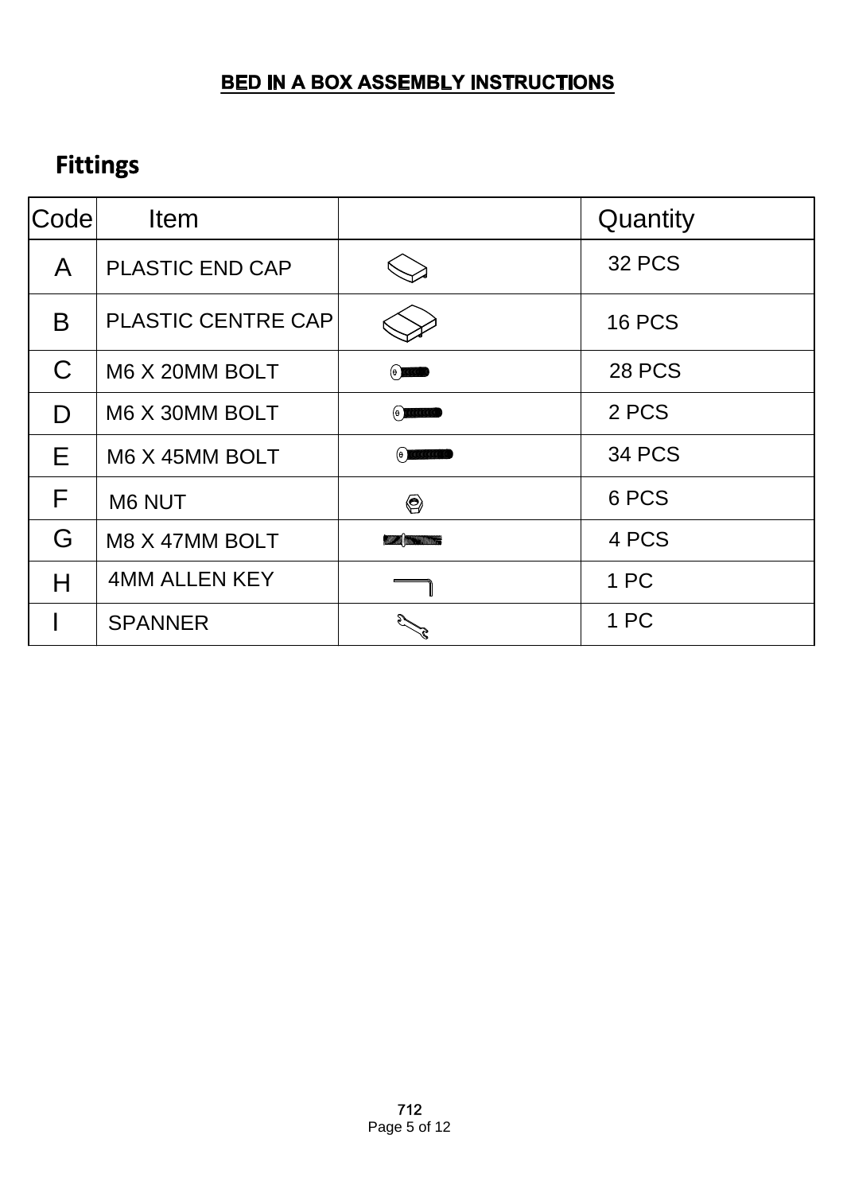# BED IN A BOX ASSEMBLY INSTRUCTIONS

## Fittings

| Code | Item | | Quantity |
|---|---|---|---|
| A | PLASTIC END CAP | | 32 PCS |
| B | PLASTIC CENTRE CAP | | 16 PCS |
| C | M6 X 20MM BOLT | | 28 PCS |
| D | M6 X 30MM BOLT | | 2 PCS |
| E | M6 X 45MM BOLT | | 34 PCS |
| F | M6 NUT | | 6 PCS |
| G | M8 X 47MM BOLT | | 4 PCS |
| H | 4MM ALLEN KEY | | 1 PC |
| I | SPANNER | | 1 PC |

712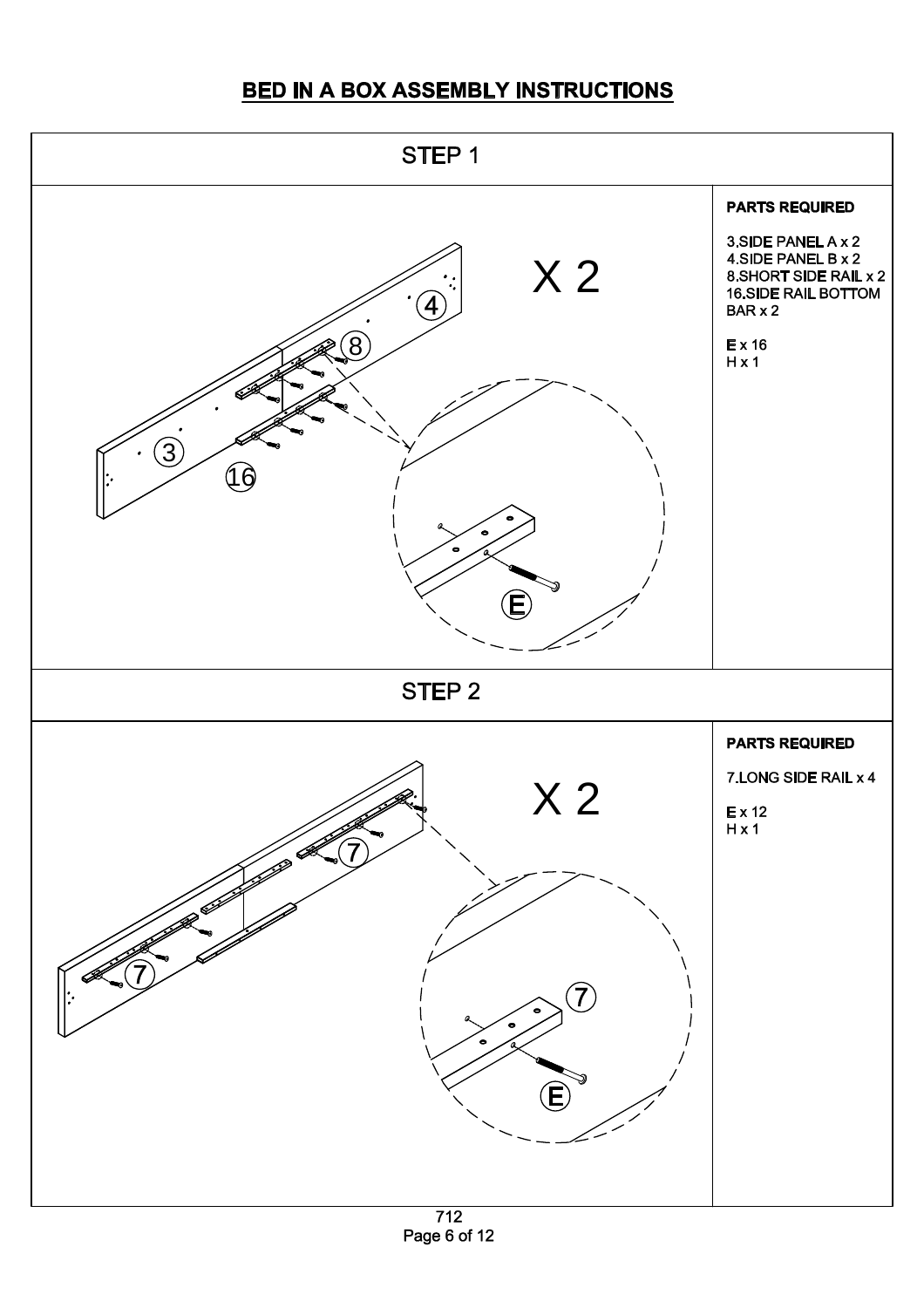## BED IN A BOX ASSEMBLY INSTRUCTIONS

### STEP 1

X 2

**PARTS REQUIRED**

3.SIDE PANEL A x 2
4.SIDE PANEL B x 2
8.SHORT SIDE RAIL x 2
16.SIDE RAIL BOTTOM BAR x 2

E x 16
H x 1

### STEP 2

X 2

**PARTS REQUIRED**

7.LONG SIDE RAIL x 4

E x 12
H x 1

712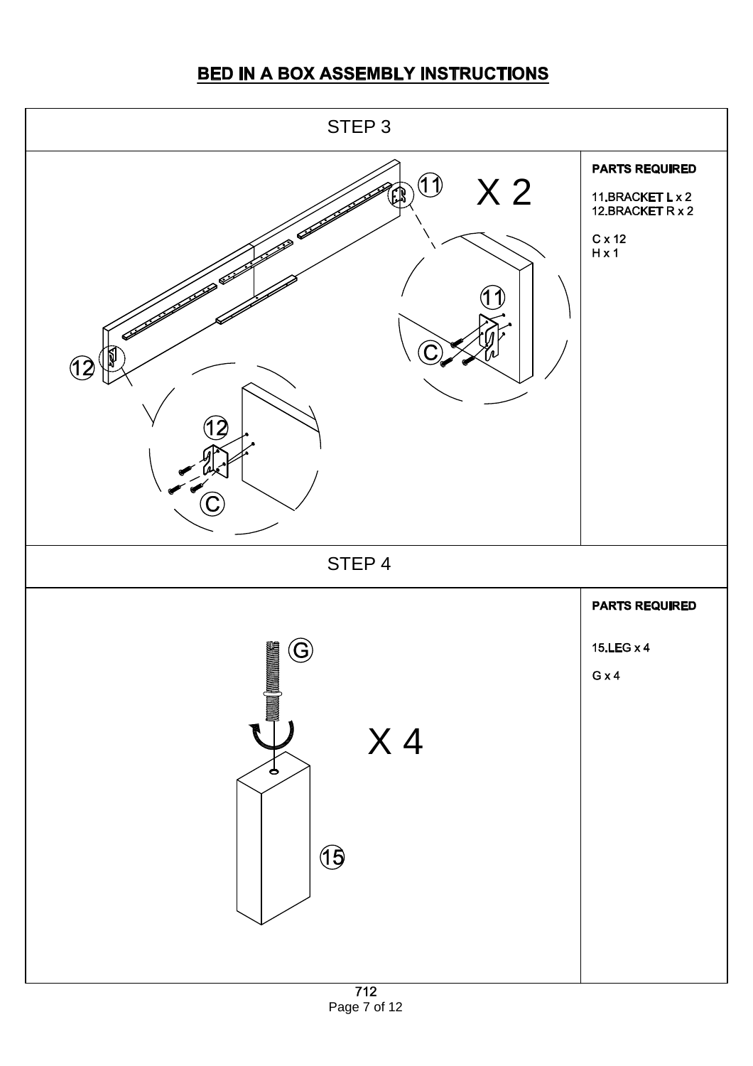# BED IN A BOX ASSEMBLY INSTRUCTIONS

## STEP 3

11

X 2

11

C

12

12

C

**PARTS REQUIRED**

11.BRACKET L x 2
12.BRACKET R x 2

C x 12
H x 1

## STEP 4

G

X 4

15

**PARTS REQUIRED**

15.LEG x 4

G x 4

712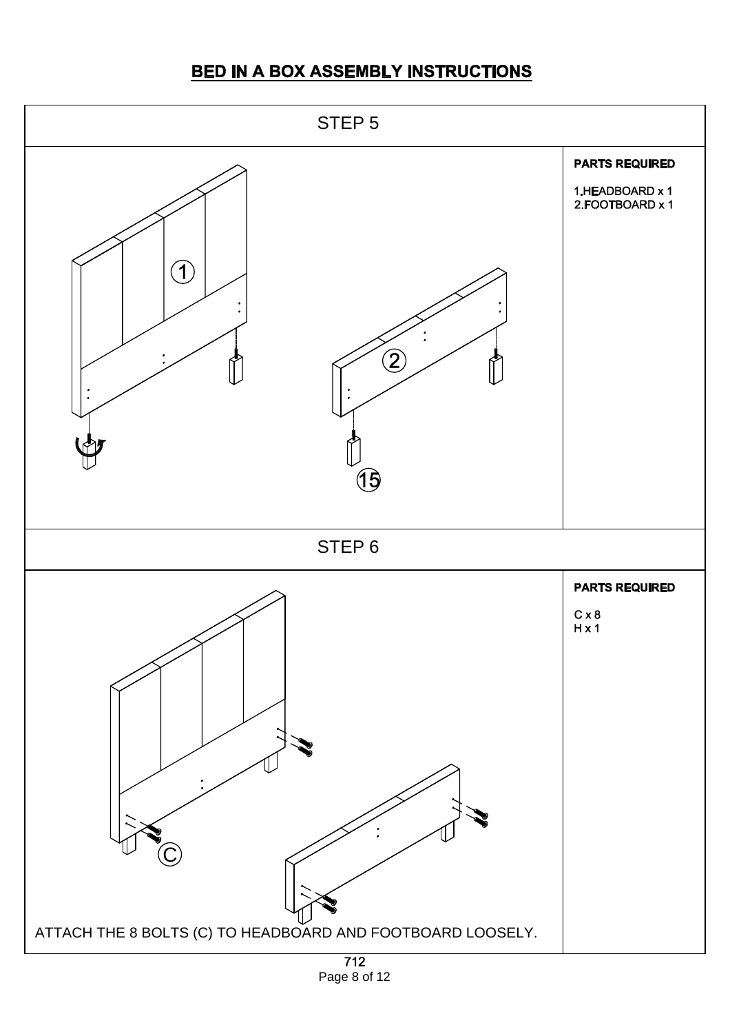# BED IN A BOX ASSEMBLY INSTRUCTIONS

## STEP 5

**PARTS REQUIRED**

1.HEADBOARD x 1
2.FOOTBOARD x 1

## STEP 6

**PARTS REQUIRED**

C x 8
H x 1

ATTACH THE 8 BOLTS (C) TO HEADBOARD AND FOOTBOARD LOOSELY.

712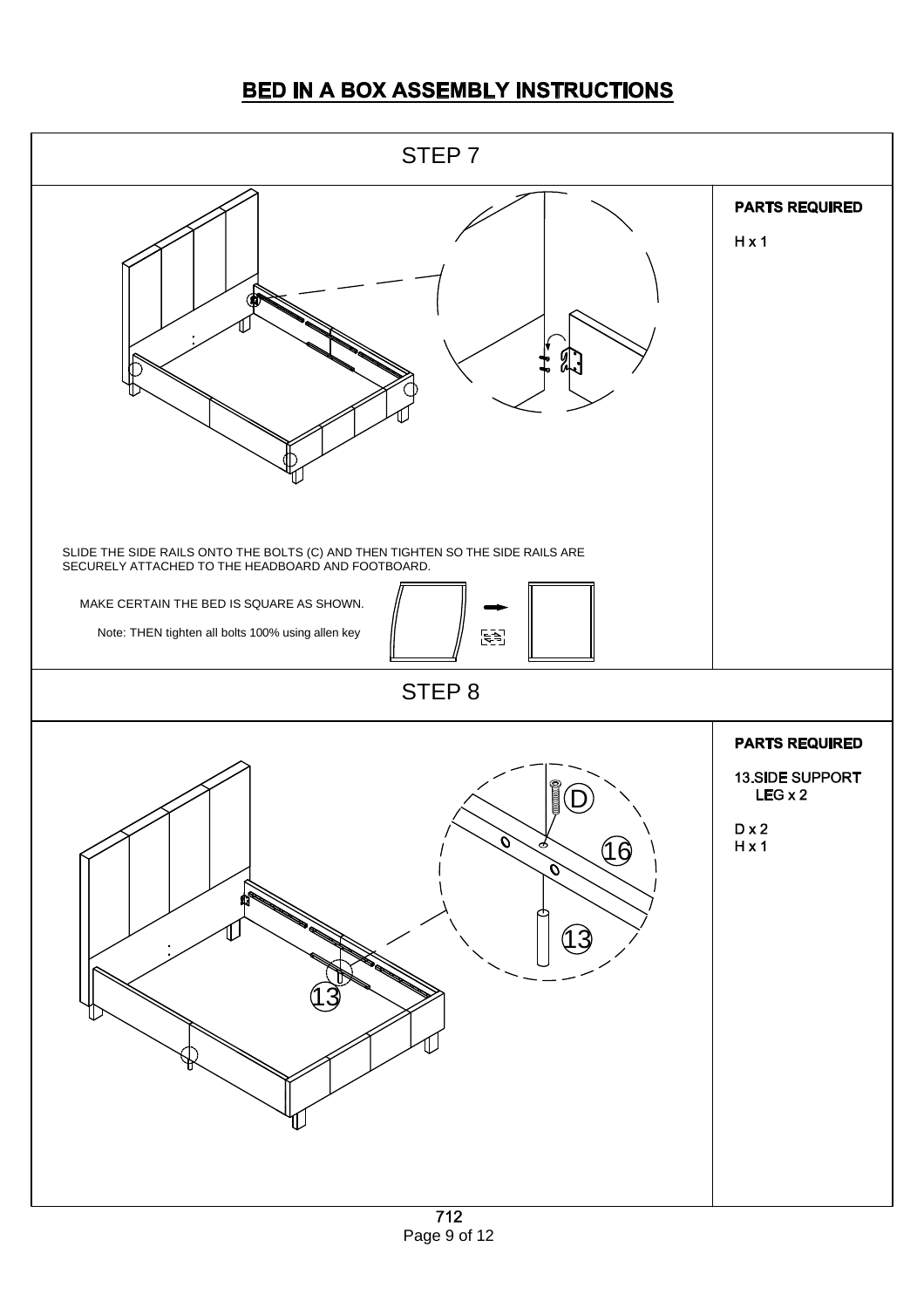# BED IN A BOX ASSEMBLY INSTRUCTIONS

## STEP 7

**PARTS REQUIRED**

H x 1

SLIDE THE SIDE RAILS ONTO THE BOLTS (C) AND THEN TIGHTEN SO THE SIDE RAILS ARE SECURELY ATTACHED TO THE HEADBOARD AND FOOTBOARD.

MAKE CERTAIN THE BED IS SQUARE AS SHOWN.

Note: THEN tighten all bolts 100% using allen key

## STEP 8

**PARTS REQUIRED**

13.SIDE SUPPORT LEG x 2

D x 2
H x 1

712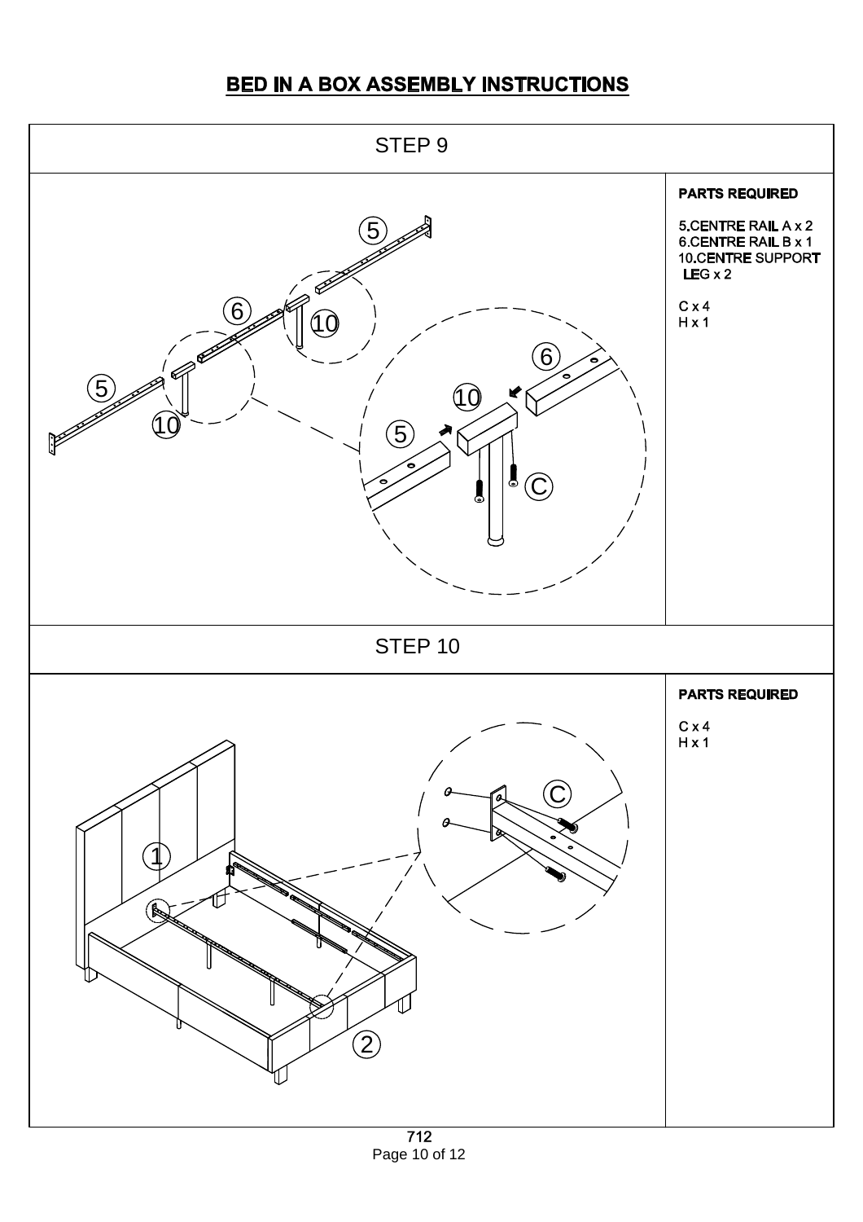## BED IN A BOX ASSEMBLY INSTRUCTIONS

### STEP 9

**PARTS REQUIRED**

5.CENTRE RAIL A x 2
6.CENTRE RAIL B x 1
10.CENTRE SUPPORT LEG x 2

C x 4
H x 1

### STEP 10

**PARTS REQUIRED**

C x 4
H x 1

712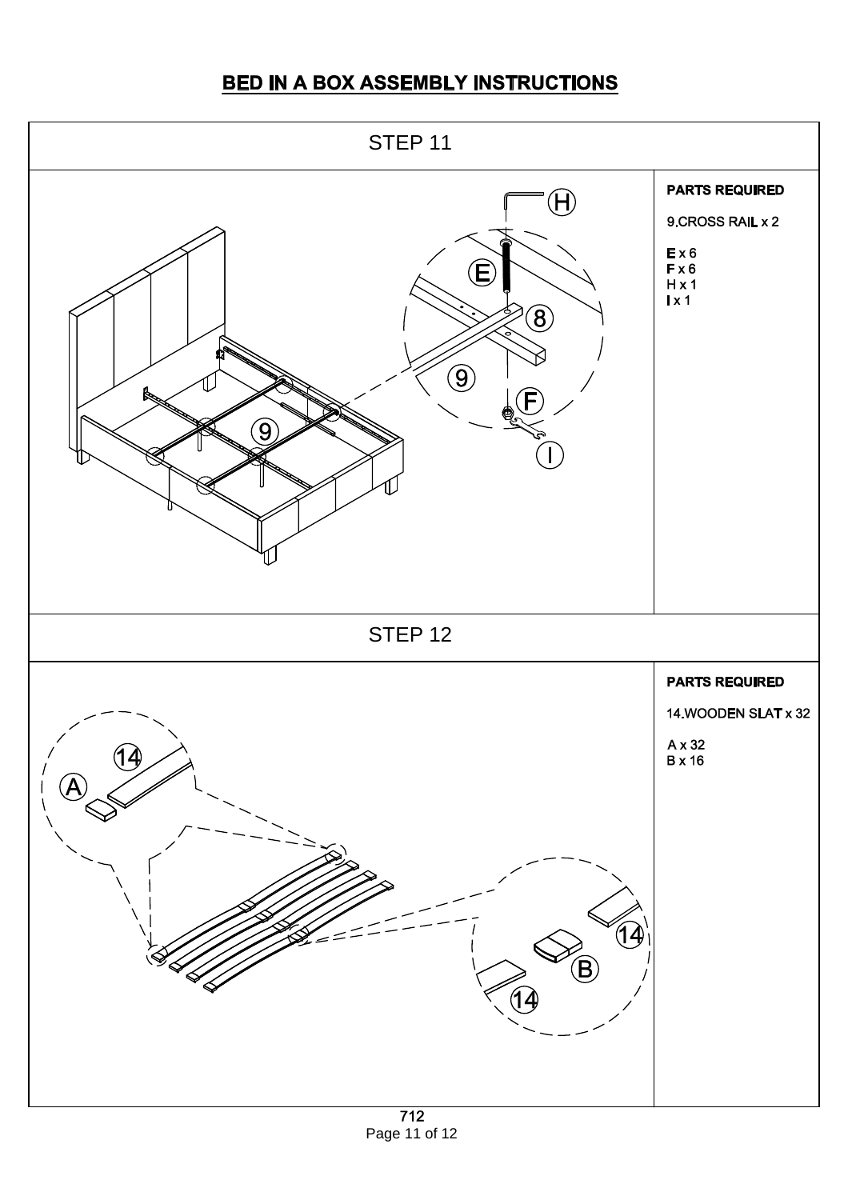# BED IN A BOX ASSEMBLY INSTRUCTIONS

## STEP 11

**PARTS REQUIRED**

9.CROSS RAIL x 2

E x 6
F x 6
H x 1
I x 1

## STEP 12

**PARTS REQUIRED**

14.WOODEN SLAT x 32

A x 32
B x 16

712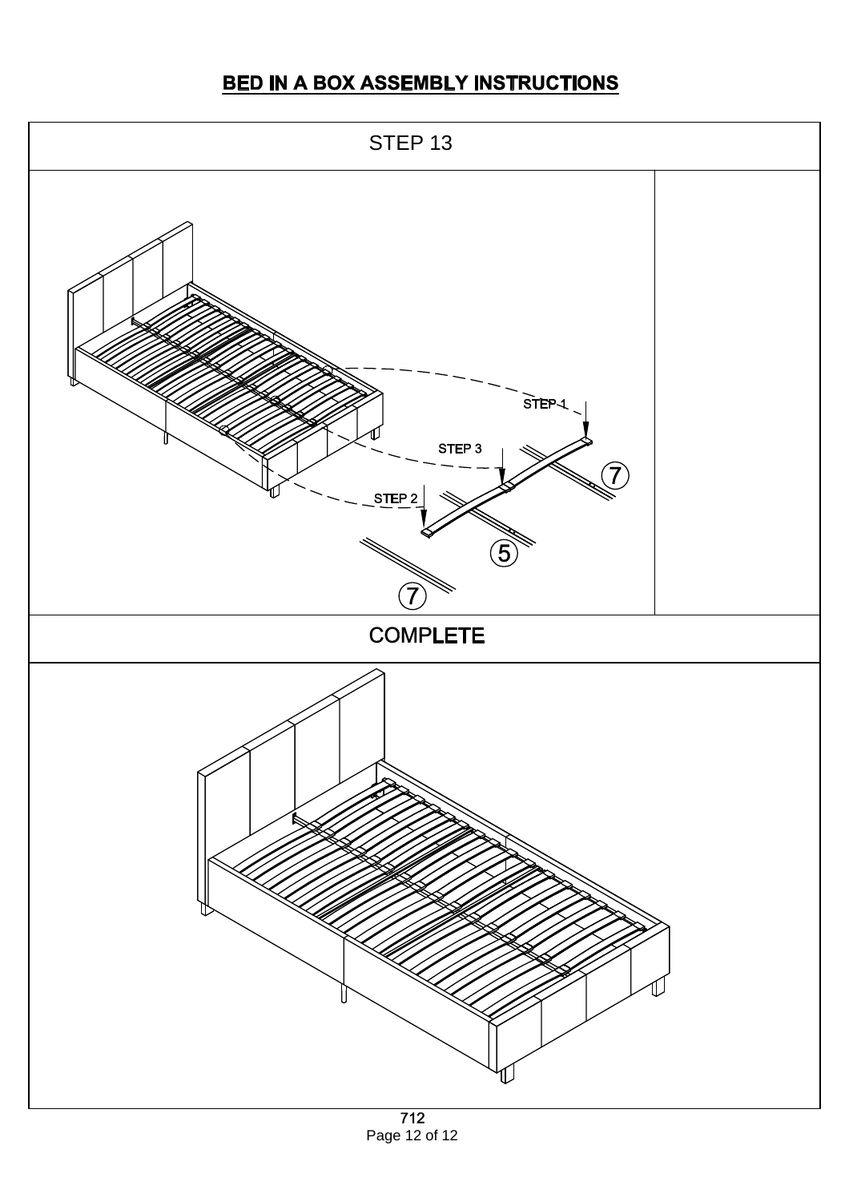# BED IN A BOX ASSEMBLY INSTRUCTIONS

## STEP 13

STEP 1

STEP 3

STEP 2

7

5

7

## COMPLETE

712